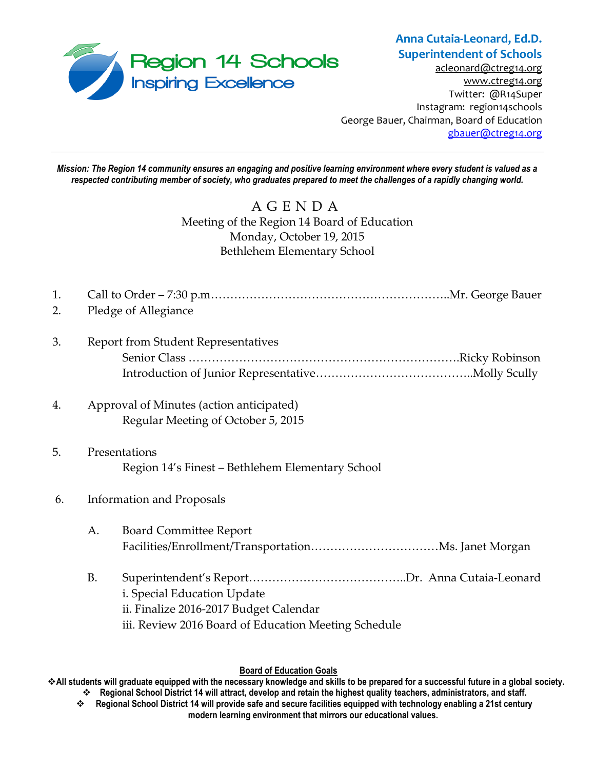Region 14 Schools
Inspiring Excellence

**Anna Cutaia-Leonard, Ed.D.**
**Superintendent of Schools**
acleonard@ctreg14.org
www.ctreg14.org
Twitter: @R14Super
Instagram: region14schools
George Bauer, Chairman, Board of Education
gbauer@ctreg14.org

---

***Mission: The Region 14 community ensures an engaging and positive learning environment where every student is valued as a respected contributing member of society, who graduates prepared to meet the challenges of a rapidly changing world.***

# A G E N D A

Meeting of the Region 14 Board of Education
Monday, October 19, 2015
Bethlehem Elementary School

1. Call to Order – 7:30 p.m.……………………………………………………..Mr. George Bauer
2. Pledge of Allegiance
3. Report from Student Representatives
   - Senior Class ……………………………………………………………Ricky Robinson
   - Introduction of Junior Representative…………………………………..Molly Scully
4. Approval of Minutes (action anticipated)
   - Regular Meeting of October 5, 2015
5. Presentations
   - Region 14's Finest – Bethlehem Elementary School
6. Information and Proposals
   - A. Board Committee Report
     Facilities/Enrollment/Transportation……………………………Ms. Janet Morgan
   - B. Superintendent's Report…………………………………..Dr. Anna Cutaia-Leonard
     - i. Special Education Update
     - ii. Finalize 2016-2017 Budget Calendar
     - iii. Review 2016 Board of Education Meeting Schedule

**Board of Education Goals**

- ❖ **All students will graduate equipped with the necessary knowledge and skills to be prepared for a successful future in a global society.**
- ❖ **Regional School District 14 will attract, develop and retain the highest quality teachers, administrators, and staff.**
- ❖ **Regional School District 14 will provide safe and secure facilities equipped with technology enabling a 21st century modern learning environment that mirrors our educational values.**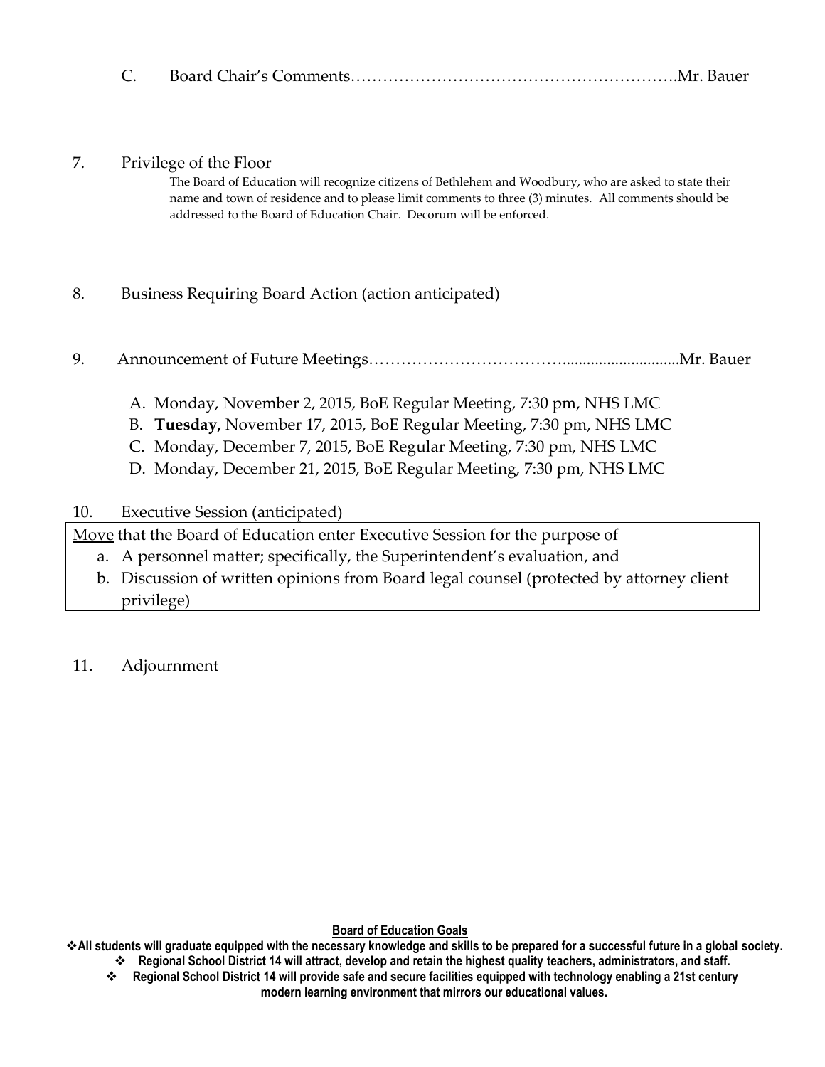C. Board Chair's Comments……………………………………………………..Mr. Bauer

7. Privilege of the Floor

   The Board of Education will recognize citizens of Bethlehem and Woodbury, who are asked to state their name and town of residence and to please limit comments to three (3) minutes. All comments should be addressed to the Board of Education Chair. Decorum will be enforced.

8. Business Requiring Board Action (action anticipated)

9. Announcement of Future Meetings…………………………….............................Mr. Bauer

   A. Monday, November 2, 2015, BoE Regular Meeting, 7:30 pm, NHS LMC
   B. **Tuesday,** November 17, 2015, BoE Regular Meeting, 7:30 pm, NHS LMC
   C. Monday, December 7, 2015, BoE Regular Meeting, 7:30 pm, NHS LMC
   D. Monday, December 21, 2015, BoE Regular Meeting, 7:30 pm, NHS LMC

10. Executive Session (anticipated)

Move that the Board of Education enter Executive Session for the purpose of

   a. A personnel matter; specifically, the Superintendent's evaluation, and
   b. Discussion of written opinions from Board legal counsel (protected by attorney client privilege)

11. Adjournment

**Board of Education Goals**

❖ **All students will graduate equipped with the necessary knowledge and skills to be prepared for a successful future in a global society.**

❖ **Regional School District 14 will attract, develop and retain the highest quality teachers, administrators, and staff.**

❖ **Regional School District 14 will provide safe and secure facilities equipped with technology enabling a 21st century modern learning environment that mirrors our educational values.**